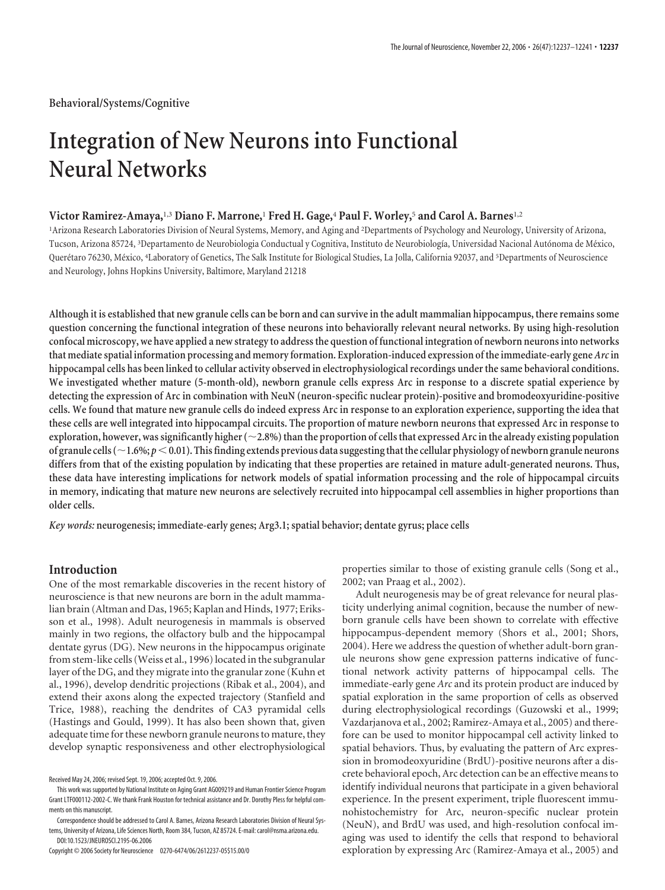Behavioral/Systems/Cognitive

# Integration of New Neurons into Functional Neural Networks

**Victor Ramirez-Amaya,[1,3] Diano F. Marrone,[1] Fred H. Gage,[4] Paul F. Worley,[5] and Carol A. Barnes[1,2]**

[1]Arizona Research Laboratories Division of Neural Systems, Memory, and Aging and [2]Departments of Psychology and Neurology, University of Arizona, Tucson, Arizona 85724, [3]Departamento de Neurobiologia Conductual y Cognitiva, Instituto de Neurobiología, Universidad Nacional Autónoma de México, Querétaro 76230, México, [4]Laboratory of Genetics, The Salk Institute for Biological Studies, La Jolla, California 92037, and [5]Departments of Neuroscience and Neurology, Johns Hopkins University, Baltimore, Maryland 21218

**Although it is established that new granule cells can be born and can survive in the adult mammalian hippocampus, there remains some question concerning the functional integration of these neurons into behaviorally relevant neural networks. By using high-resolution confocal microscopy, we have applied a new strategy to address the question of functional integration of newborn neurons into networks that mediate spatial information processing and memory formation. Exploration-induced expression of the immediate-early gene *Arc* in hippocampal cells has been linked to cellular activity observed in electrophysiological recordings under the same behavioral conditions. We investigated whether mature (5-month-old), newborn granule cells express Arc in response to a discrete spatial experience by detecting the expression of Arc in combination with NeuN (neuron-specific nuclear protein)-positive and bromodeoxyuridine-positive cells. We found that mature new granule cells do indeed express Arc in response to an exploration experience, supporting the idea that these cells are well integrated into hippocampal circuits. The proportion of mature newborn neurons that expressed Arc in response to exploration, however, was significantly higher (~2.8%) than the proportion of cells that expressed Arc in the already existing population of granule cells (~1.6%; $p < 0.01$). This finding extends previous data suggesting that the cellular physiology of newborn granule neurons differs from that of the existing population by indicating that these properties are retained in mature adult-generated neurons. Thus, these data have interesting implications for network models of spatial information processing and the role of hippocampal circuits in memory, indicating that mature new neurons are selectively recruited into hippocampal cell assemblies in higher proportions than older cells.**

*Key words:* neurogenesis; immediate-early genes; Arg3.1; spatial behavior; dentate gyrus; place cells

## Introduction

One of the most remarkable discoveries in the recent history of neuroscience is that new neurons are born in the adult mammalian brain (Altman and Das, 1965; Kaplan and Hinds, 1977; Eriksson et al., 1998). Adult neurogenesis in mammals is observed mainly in two regions, the olfactory bulb and the hippocampal dentate gyrus (DG). New neurons in the hippocampus originate from stem-like cells (Weiss et al., 1996) located in the subgranular layer of the DG, and they migrate into the granular zone (Kuhn et al., 1996), develop dendritic projections (Ribak et al., 2004), and extend their axons along the expected trajectory (Stanfield and Trice, 1988), reaching the dendrites of CA3 pyramidal cells (Hastings and Gould, 1999). It has also been shown that, given adequate time for these newborn granule neurons to mature, they develop synaptic responsiveness and other electrophysiological properties similar to those of existing granule cells (Song et al., 2002; van Praag et al., 2002).

Adult neurogenesis may be of great relevance for neural plasticity underlying animal cognition, because the number of newborn granule cells have been shown to correlate with effective hippocampus-dependent memory (Shors et al., 2001; Shors, 2004). Here we address the question of whether adult-born granule neurons show gene expression patterns indicative of functional network activity patterns of hippocampal cells. The immediate-early gene *Arc* and its protein product are induced by spatial exploration in the same proportion of cells as observed during electrophysiological recordings (Guzowski et al., 1999; Vazdarjanova et al., 2002; Ramirez-Amaya et al., 2005) and therefore can be used to monitor hippocampal cell activity linked to spatial behaviors. Thus, by evaluating the pattern of Arc expression in bromodeoxyuridine (BrdU)-positive neurons after a discrete behavioral epoch, Arc detection can be an effective means to identify individual neurons that participate in a given behavioral experience. In the present experiment, triple fluorescent immunohistochemistry for Arc, neuron-specific nuclear protein (NeuN), and BrdU was used, and high-resolution confocal imaging was used to identify the cells that respond to behavioral exploration by expressing Arc (Ramirez-Amaya et al., 2005) and

Received May 24, 2006; revised Sept. 19, 2006; accepted Oct. 9, 2006.

This work was supported by National Institute on Aging Grant AG009219 and Human Frontier Science Program Grant LTF000112-2002-C. We thank Frank Houston for technical assistance and Dr. Dorothy Pless for helpful comments on this manuscript.

Correspondence should be addressed to Carol A. Barnes, Arizona Research Laboratories Division of Neural Systems, Memory, and Aging, University of Arizona, Life Sciences North, Room 384, Tucson, AZ 85724. E-mail: carol@nsma.arizona.edu.

DOI:10.1523/JNEUROSCI.2195-06.2006

Copyright © 2006 Society for Neuroscience 0270-6474/06/2612237-05$15.00/0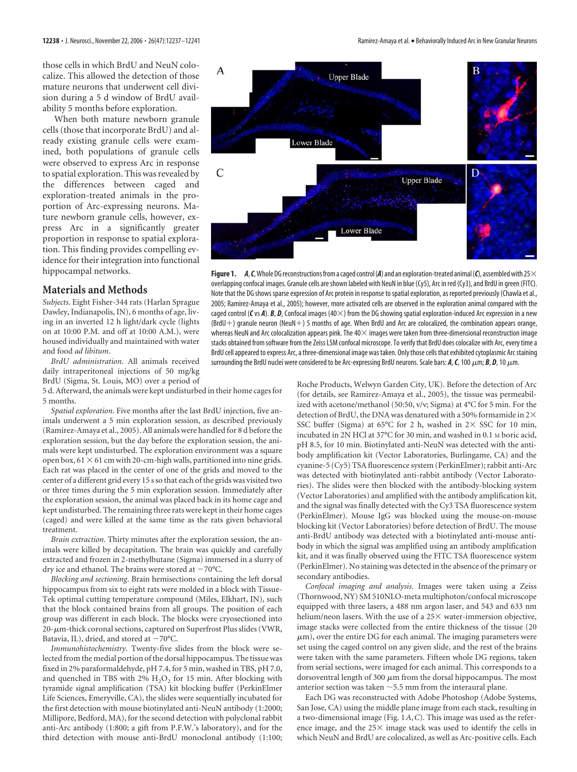those cells in which BrdU and NeuN colocalize. This allowed the detection of those mature neurons that underwent cell division during a 5 d window of BrdU availability 5 months before exploration.

When both mature newborn granule cells (those that incorporate BrdU) and already existing granule cells were examined, both populations of granule cells were observed to express Arc in response to spatial exploration. This was revealed by the differences between caged and exploration-treated animals in the proportion of Arc-expressing neurons. Mature newborn granule cells, however, express Arc in a significantly greater proportion in response to spatial exploration. This finding provides compelling evidence for their integration into functional hippocampal networks.

**Figure 1.** ***A***, ***C***, Whole DG reconstructions from a caged control (***A***) and an exploration-treated animal (***C***), assembled with 25× overlapping confocal images. Granule cells are shown labeled with NeuN in blue (Cy5), Arc in red (Cy3), and BrdU in green (FITC). Note that the DG shows sparse expression of Arc protein in response to spatial exploration, as reported previously (Chawla et al., 2005; Ramirez-Amaya et al., 2005); however, more activated cells are observed in the exploration animal compared with the caged control (***C*** vs ***A***). ***B***, ***D***, Confocal images (40×) from the DG showing spatial exploration-induced Arc expression in a new (BrdU+) granule neuron (NeuN+) 5 months of age. When BrdU and Arc are colocalized, the combination appears orange, whereas NeuN and Arc colocalization appears pink. The 40× images were taken from three-dimensional reconstruction image stacks obtained from software from the Zeiss LSM confocal microscope. To verify that BrdU does colocalize with Arc, every time a BrdU cell appeared to express Arc, a three-dimensional image was taken. Only those cells that exhibited cytoplasmic Arc staining surrounding the BrdU nuclei were considered to be Arc-expressing BrdU neurons. Scale bars: ***A***, ***C***, 100 μm; ***B***, ***D***, 10 μm.

## Materials and Methods

*Subjects.* Eight Fisher-344 rats (Harlan Sprague Dawley, Indianapolis, IN), 6 months of age, living in an inverted 12 h light/dark cycle (lights on at 10:00 P.M. and off at 10:00 A.M.), were housed individually and maintained with water and food *ad libitum*.

*BrdU administration.* All animals received daily intraperitoneal injections of 50 mg/kg BrdU (Sigma, St. Louis, MO) over a period of 5 d. Afterward, the animals were kept undisturbed in their home cages for 5 months.

*Spatial exploration.* Five months after the last BrdU injection, five animals underwent a 5 min exploration session, as described previously (Ramirez-Amaya et al., 2005). All animals were handled for 8 d before the exploration session, but the day before the exploration session, the animals were kept undisturbed. The exploration environment was a square open box, 61 × 61 cm with 20-cm-high walls, partitioned into nine grids. Each rat was placed in the center of one of the grids and moved to the center of a different grid every 15 s so that each of the grids was visited two or three times during the 5 min exploration session. Immediately after the exploration session, the animal was placed back in its home cage and kept undisturbed. The remaining three rats were kept in their home cages (caged) and were killed at the same time as the rats given behavioral treatment.

*Brain extraction.* Thirty minutes after the exploration session, the animals were killed by decapitation. The brain was quickly and carefully extracted and frozen in 2-methylbutane (Sigma) immersed in a slurry of dry ice and ethanol. The brains were stored at −70°C.

*Blocking and sectioning.* Brain hemisections containing the left dorsal hippocampus from six to eight rats were molded in a block with Tissue-Tek optimal cutting temperature compound (Miles, Elkhart, IN), such that the block contained brains from all groups. The position of each group was different in each block. The blocks were cryosectioned into 20-μm-thick coronal sections, captured on Superfrost Plus slides (VWR, Batavia, IL), dried, and stored at −70°C.

*Immunohistochemistry.* Twenty-five slides from the block were selected from the medial portion of the dorsal hippocampus. The tissue was fixed in 2% paraformaldehyde, pH 7.4, for 5 min, washed in TBS, pH 7.0, and quenched in TBS with 2% $H_2O_2$ for 15 min. After blocking with tyramide signal amplification (TSA) kit blocking buffer (PerkinElmer Life Sciences, Emeryville, CA), the slides were sequentially incubated for the first detection with mouse biotinylated anti-NeuN antibody (1:2000; Millipore, Bedford, MA), for the second detection with polyclonal rabbit anti-Arc antibody (1:800; a gift from P.F.W.'s laboratory), and for the third detection with mouse anti-BrdU monoclonal antibody (1:100; Roche Products, Welwyn Garden City, UK). Before the detection of Arc (for details, see Ramirez-Amaya et al., 2005), the tissue was permeabilized with acetone/methanol (50:50, v/v; Sigma) at 4°C for 5 min. For the detection of BrdU, the DNA was denatured with a 50% formamide in 2× SSC buffer (Sigma) at 65°C for 2 h, washed in 2× SSC for 10 min, incubated in 2N HCl at 37°C for 30 min, and washed in 0.1 M boric acid, pH 8.5, for 10 min. Biotinylated anti-NeuN was detected with the antibody amplification kit (Vector Laboratories, Burlingame, CA) and the cyanine-5 (Cy5) TSA fluorescence system (PerkinElmer); rabbit anti-Arc was detected with biotinylated anti-rabbit antibody (Vector Laboratories). The slides were then blocked with the antibody-blocking system (Vector Laboratories) and amplified with the antibody amplification kit, and the signal was finally detected with the Cy3 TSA fluorescence system (PerkinElmer). Mouse IgG was blocked using the mouse-on-mouse blocking kit (Vector Laboratories) before detection of BrdU. The mouse anti-BrdU antibody was detected with a biotinylated anti-mouse antibody in which the signal was amplified using an antibody amplification kit, and it was finally observed using the FITC TSA fluorescence system (PerkinElmer). No staining was detected in the absence of the primary or secondary antibodies.

*Confocal imaging and analysis.* Images were taken using a Zeiss (Thornwood, NY) SM 510NLO-meta multiphoton/confocal microscope equipped with three lasers, a 488 nm argon laser, and 543 and 633 nm helium/neon lasers. With the use of a 25× water-immersion objective, image stacks were collected from the entire thickness of the tissue (20 μm), over the entire DG for each animal. The imaging parameters were set using the caged control on any given slide, and the rest of the brains were taken with the same parameters. Fifteen whole DG regions, taken from serial sections, were imaged for each animal. This corresponds to a dorsoventral length of 300 μm from the dorsal hippocampus. The most anterior section was taken ~5.5 mm from the interaural plane.

Each DG was reconstructed with Adobe Photoshop (Adobe Systems, San Jose, CA) using the middle plane image from each stack, resulting in a two-dimensional image (Fig. 1*A*,*C*). This image was used as the reference image, and the 25× image stack was used to identify the cells in which NeuN and BrdU are colocalized, as well as Arc-positive cells. Each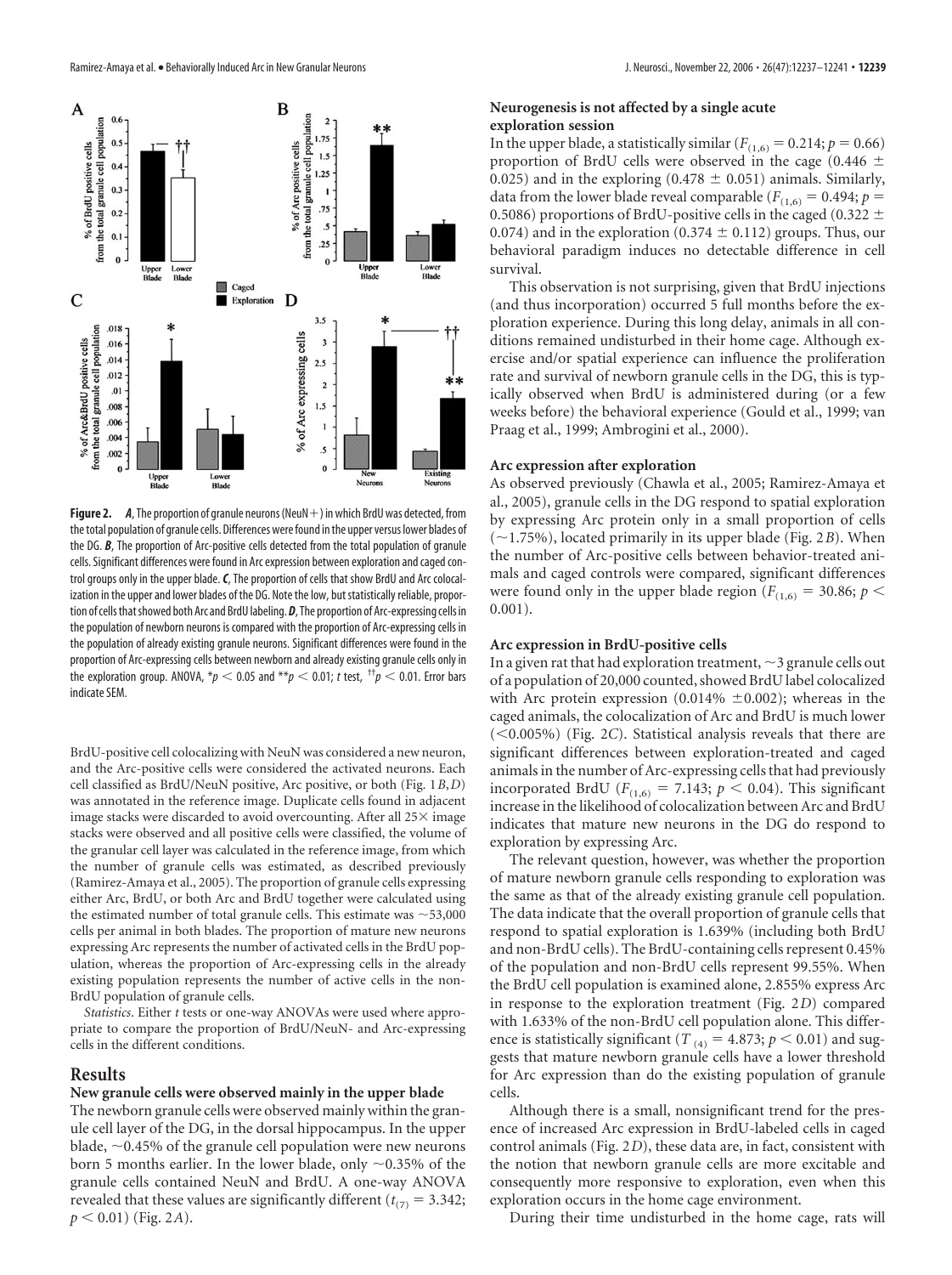**Figure 2.** ***A***, The proportion of granule neurons (NeuN+) in which BrdU was detected, from the total population of granule cells. Differences were found in the upper versus lower blades of the DG. ***B***, The proportion of Arc-positive cells detected from the total population of granule cells. Significant differences were found in Arc expression between exploration and caged control groups only in the upper blade. ***C***, The proportion of cells that show BrdU and Arc colocalization in the upper and lower blades of the DG. Note the low, but statistically reliable, proportion of cells that showed both Arc and BrdU labeling. ***D***, The proportion of Arc-expressing cells in the population of newborn neurons is compared with the proportion of Arc-expressing cells in the population of already existing granule neurons. Significant differences were found in the proportion of Arc-expressing cells between newborn and already existing granule cells only in the exploration group. ANOVA, $*p < 0.05$ and $**p < 0.01$; *t* test, $^{\dagger\dagger}p < 0.01$. Error bars indicate SEM.

BrdU-positive cell colocalizing with NeuN was considered a new neuron, and the Arc-positive cells were considered the activated neurons. Each cell classified as BrdU/NeuN positive, Arc positive, or both (Fig. 1*B*,*D*) was annotated in the reference image. Duplicate cells found in adjacent image stacks were discarded to avoid overcounting. After all 25× image stacks were observed and all positive cells were classified, the volume of the granular cell layer was calculated in the reference image, from which the number of granule cells was estimated, as described previously (Ramirez-Amaya et al., 2005). The proportion of granule cells expressing either Arc, BrdU, or both Arc and BrdU together were calculated using the estimated number of total granule cells. This estimate was ~53,000 cells per animal in both blades. The proportion of mature new neurons expressing Arc represents the number of activated cells in the BrdU population, whereas the proportion of Arc-expressing cells in the already existing population represents the number of active cells in the non-BrdU population of granule cells.

*Statistics*. Either *t* tests or one-way ANOVAs were used where appropriate to compare the proportion of BrdU/NeuN- and Arc-expressing cells in the different conditions.

## Results

### New granule cells were observed mainly in the upper blade

The newborn granule cells were observed mainly within the granule cell layer of the DG, in the dorsal hippocampus. In the upper blade, ~0.45% of the granule cell population were new neurons born 5 months earlier. In the lower blade, only ~0.35% of the granule cells contained NeuN and BrdU. A one-way ANOVA revealed that these values are significantly different ($t_{(7)} = 3.342$; $p < 0.01$) (Fig. 2*A*).

### Neurogenesis is not affected by a single acute exploration session

In the upper blade, a statistically similar ($F_{(1,6)} = 0.214$; $p = 0.66$) proportion of BrdU cells were observed in the cage (0.446 ± 0.025) and in the exploring (0.478 ± 0.051) animals. Similarly, data from the lower blade reveal comparable ($F_{(1,6)} = 0.494$; $p = 0.5086$) proportions of BrdU-positive cells in the caged (0.322 ± 0.074) and in the exploration (0.374 ± 0.112) groups. Thus, our behavioral paradigm induces no detectable difference in cell survival.

This observation is not surprising, given that BrdU injections (and thus incorporation) occurred 5 full months before the exploration experience. During this long delay, animals in all conditions remained undisturbed in their home cage. Although exercise and/or spatial experience can influence the proliferation rate and survival of newborn granule cells in the DG, this is typically observed when BrdU is administered during (or a few weeks before) the behavioral experience (Gould et al., 1999; van Praag et al., 1999; Ambrogini et al., 2000).

### Arc expression after exploration

As observed previously (Chawla et al., 2005; Ramirez-Amaya et al., 2005), granule cells in the DG respond to spatial exploration by expressing Arc protein only in a small proportion of cells (~1.75%), located primarily in its upper blade (Fig. 2*B*). When the number of Arc-positive cells between behavior-treated animals and caged controls were compared, significant differences were found only in the upper blade region ($F_{(1,6)} = 30.86$; $p < 0.001$).

### Arc expression in BrdU-positive cells

In a given rat that had exploration treatment, ~3 granule cells out of a population of 20,000 counted, showed BrdU label colocalized with Arc protein expression (0.014% ±0.002); whereas in the caged animals, the colocalization of Arc and BrdU is much lower (<0.005%) (Fig. 2*C*). Statistical analysis reveals that there are significant differences between exploration-treated and caged animals in the number of Arc-expressing cells that had previously incorporated BrdU ($F_{(1,6)} = 7.143$; $p < 0.04$). This significant increase in the likelihood of colocalization between Arc and BrdU indicates that mature new neurons in the DG do respond to exploration by expressing Arc.

The relevant question, however, was whether the proportion of mature newborn granule cells responding to exploration was the same as that of the already existing granule cell population. The data indicate that the overall proportion of granule cells that respond to spatial exploration is 1.639% (including both BrdU and non-BrdU cells). The BrdU-containing cells represent 0.45% of the population and non-BrdU cells represent 99.55%. When the BrdU cell population is examined alone, 2.855% express Arc in response to the exploration treatment (Fig. 2*D*) compared with 1.633% of the non-BrdU cell population alone. This difference is statistically significant ($T_{(4)} = 4.873$; $p < 0.01$) and suggests that mature newborn granule cells have a lower threshold for Arc expression than do the existing population of granule cells.

Although there is a small, nonsignificant trend for the presence of increased Arc expression in BrdU-labeled cells in caged control animals (Fig. 2*D*), these data are, in fact, consistent with the notion that newborn granule cells are more excitable and consequently more responsive to exploration, even when this exploration occurs in the home cage environment.

During their time undisturbed in the home cage, rats will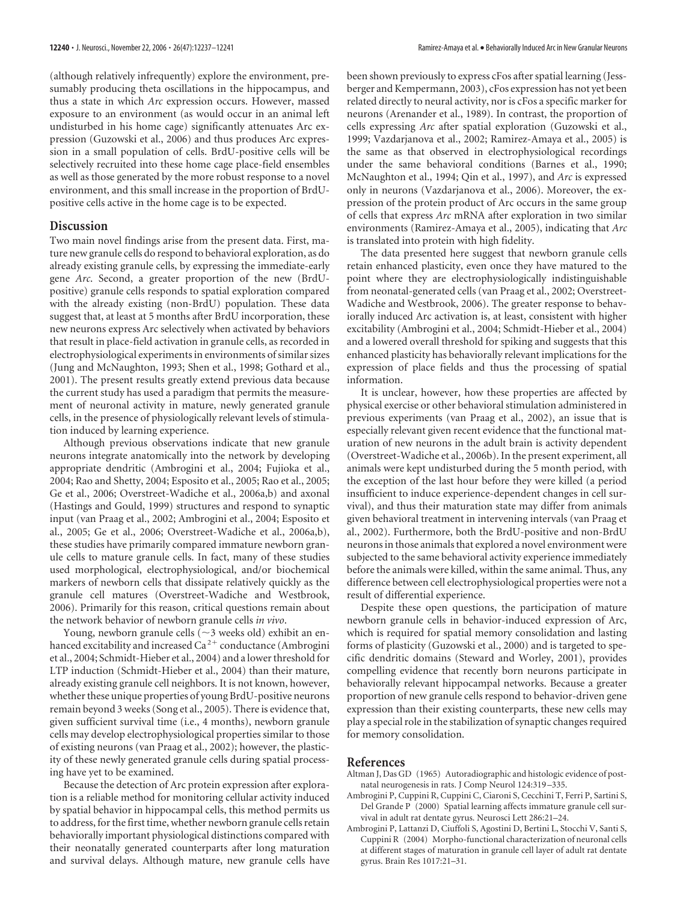(although relatively infrequently) explore the environment, presumably producing theta oscillations in the hippocampus, and thus a state in which *Arc* expression occurs. However, massed exposure to an environment (as would occur in an animal left undisturbed in his home cage) significantly attenuates Arc expression (Guzowski et al., 2006) and thus produces Arc expression in a small population of cells. BrdU-positive cells will be selectively recruited into these home cage place-field ensembles as well as those generated by the more robust response to a novel environment, and this small increase in the proportion of BrdU-positive cells active in the home cage is to be expected.

## Discussion

Two main novel findings arise from the present data. First, mature new granule cells do respond to behavioral exploration, as do already existing granule cells, by expressing the immediate-early gene *Arc*. Second, a greater proportion of the new (BrdU-positive) granule cells responds to spatial exploration compared with the already existing (non-BrdU) population. These data suggest that, at least at 5 months after BrdU incorporation, these new neurons express Arc selectively when activated by behaviors that result in place-field activation in granule cells, as recorded in electrophysiological experiments in environments of similar sizes (Jung and McNaughton, 1993; Shen et al., 1998; Gothard et al., 2001). The present results greatly extend previous data because the current study has used a paradigm that permits the measurement of neuronal activity in mature, newly generated granule cells, in the presence of physiologically relevant levels of stimulation induced by learning experience.

Although previous observations indicate that new granule neurons integrate anatomically into the network by developing appropriate dendritic (Ambrogini et al., 2004; Fujioka et al., 2004; Rao and Shetty, 2004; Esposito et al., 2005; Rao et al., 2005; Ge et al., 2006; Overstreet-Wadiche et al., 2006a,b) and axonal (Hastings and Gould, 1999) structures and respond to synaptic input (van Praag et al., 2002; Ambrogini et al., 2004; Esposito et al., 2005; Ge et al., 2006; Overstreet-Wadiche et al., 2006a,b), these studies have primarily compared immature newborn granule cells to mature granule cells. In fact, many of these studies used morphological, electrophysiological, and/or biochemical markers of newborn cells that dissipate relatively quickly as the granule cell matures (Overstreet-Wadiche and Westbrook, 2006). Primarily for this reason, critical questions remain about the network behavior of newborn granule cells *in vivo*.

Young, newborn granule cells (~3 weeks old) exhibit an enhanced excitability and increased $Ca^{2+}$ conductance (Ambrogini et al., 2004; Schmidt-Hieber et al., 2004) and a lower threshold for LTP induction (Schmidt-Hieber et al., 2004) than their mature, already existing granule cell neighbors. It is not known, however, whether these unique properties of young BrdU-positive neurons remain beyond 3 weeks (Song et al., 2005). There is evidence that, given sufficient survival time (i.e., 4 months), newborn granule cells may develop electrophysiological properties similar to those of existing neurons (van Praag et al., 2002); however, the plasticity of these newly generated granule cells during spatial processing have yet to be examined.

Because the detection of Arc protein expression after exploration is a reliable method for monitoring cellular activity induced by spatial behavior in hippocampal cells, this method permits us to address, for the first time, whether newborn granule cells retain behaviorally important physiological distinctions compared with their neonatally generated counterparts after long maturation and survival delays. Although mature, new granule cells have been shown previously to express cFos after spatial learning (Jessberger and Kempermann, 2003), cFos expression has not yet been related directly to neural activity, nor is cFos a specific marker for neurons (Arenander et al., 1989). In contrast, the proportion of cells expressing *Arc* after spatial exploration (Guzowski et al., 1999; Vazdarjanova et al., 2002; Ramirez-Amaya et al., 2005) is the same as that observed in electrophysiological recordings under the same behavioral conditions (Barnes et al., 1990; McNaughton et al., 1994; Qin et al., 1997), and *Arc* is expressed only in neurons (Vazdarjanova et al., 2006). Moreover, the expression of the protein product of Arc occurs in the same group of cells that express *Arc* mRNA after exploration in two similar environments (Ramirez-Amaya et al., 2005), indicating that *Arc* is translated into protein with high fidelity.

The data presented here suggest that newborn granule cells retain enhanced plasticity, even once they have matured to the point where they are electrophysiologically indistinguishable from neonatal-generated cells (van Praag et al., 2002; Overstreet-Wadiche and Westbrook, 2006). The greater response to behaviorally induced Arc activation is, at least, consistent with higher excitability (Ambrogini et al., 2004; Schmidt-Hieber et al., 2004) and a lowered overall threshold for spiking and suggests that this enhanced plasticity has behaviorally relevant implications for the expression of place fields and thus the processing of spatial information.

It is unclear, however, how these properties are affected by physical exercise or other behavioral stimulation administered in previous experiments (van Praag et al., 2002), an issue that is especially relevant given recent evidence that the functional maturation of new neurons in the adult brain is activity dependent (Overstreet-Wadiche et al., 2006b). In the present experiment, all animals were kept undisturbed during the 5 month period, with the exception of the last hour before they were killed (a period insufficient to induce experience-dependent changes in cell survival), and thus their maturation state may differ from animals given behavioral treatment in intervening intervals (van Praag et al., 2002). Furthermore, both the BrdU-positive and non-BrdU neurons in those animals that explored a novel environment were subjected to the same behavioral activity experience immediately before the animals were killed, within the same animal. Thus, any difference between cell electrophysiological properties were not a result of differential experience.

Despite these open questions, the participation of mature newborn granule cells in behavior-induced expression of Arc, which is required for spatial memory consolidation and lasting forms of plasticity (Guzowski et al., 2000) and is targeted to specific dendritic domains (Steward and Worley, 2001), provides compelling evidence that recently born neurons participate in behaviorally relevant hippocampal networks. Because a greater proportion of new granule cells respond to behavior-driven gene expression than their existing counterparts, these new cells may play a special role in the stabilization of synaptic changes required for memory consolidation.

## References

Altman J, Das GD (1965) Autoradiographic and histologic evidence of postnatal neurogenesis in rats. J Comp Neurol 124:319–335.

Ambrogini P, Cuppini R, Cuppini C, Ciaroni S, Cecchini T, Ferri P, Sartini S, Del Grande P (2000) Spatial learning affects immature granule cell survival in adult rat dentate gyrus. Neurosci Lett 286:21–24.

Ambrogini P, Lattanzi D, Ciuffoli S, Agostini D, Bertini L, Stocchi V, Santi S, Cuppini R (2004) Morpho-functional characterization of neuronal cells at different stages of maturation in granule cell layer of adult rat dentate gyrus. Brain Res 1017:21–31.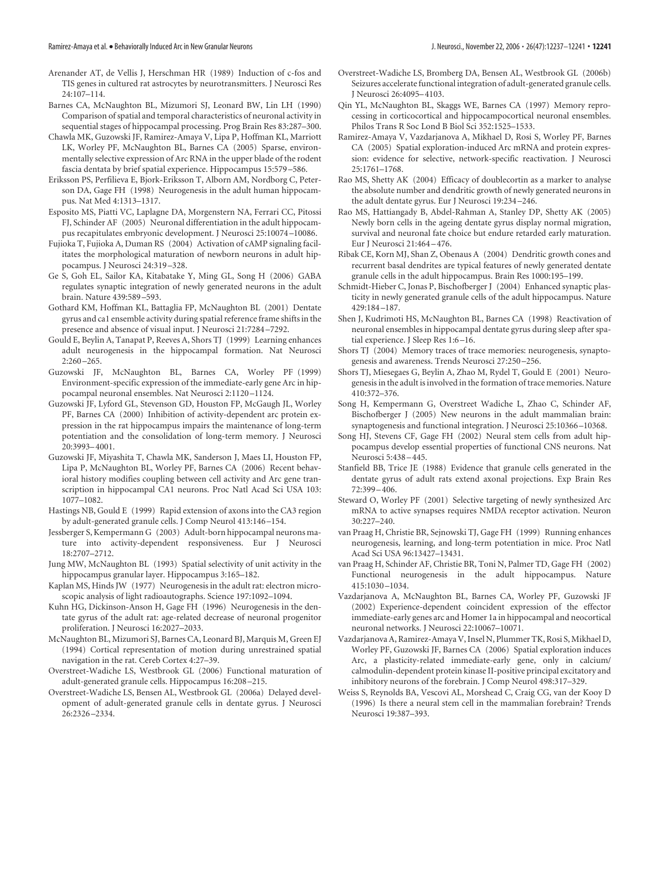Arenander AT, de Vellis J, Herschman HR (1989) Induction of c-fos and TIS genes in cultured rat astrocytes by neurotransmitters. J Neurosci Res 24:107–114.

Barnes CA, McNaughton BL, Mizumori SJ, Leonard BW, Lin LH (1990) Comparison of spatial and temporal characteristics of neuronal activity in sequential stages of hippocampal processing. Prog Brain Res 83:287–300.

Chawla MK, Guzowski JF, Ramirez-Amaya V, Lipa P, Hoffman KL, Marriott LK, Worley PF, McNaughton BL, Barnes CA (2005) Sparse, environmentally selective expression of Arc RNA in the upper blade of the rodent fascia dentata by brief spatial experience. Hippocampus 15:579–586.

Eriksson PS, Perfilieva E, Bjork-Eriksson T, Alborn AM, Nordborg C, Peterson DA, Gage FH (1998) Neurogenesis in the adult human hippocampus. Nat Med 4:1313–1317.

Esposito MS, Piatti VC, Laplagne DA, Morgenstern NA, Ferrari CC, Pitossi FJ, Schinder AF (2005) Neuronal differentiation in the adult hippocampus recapitulates embryonic development. J Neurosci 25:10074–10086.

Fujioka T, Fujioka A, Duman RS (2004) Activation of cAMP signaling facilitates the morphological maturation of newborn neurons in adult hippocampus. J Neurosci 24:319–328.

Ge S, Goh EL, Sailor KA, Kitabatake Y, Ming GL, Song H (2006) GABA regulates synaptic integration of newly generated neurons in the adult brain. Nature 439:589–593.

Gothard KM, Hoffman KL, Battaglia FP, McNaughton BL (2001) Dentate gyrus and ca1 ensemble activity during spatial reference frame shifts in the presence and absence of visual input. J Neurosci 21:7284–7292.

Gould E, Beylin A, Tanapat P, Reeves A, Shors TJ (1999) Learning enhances adult neurogenesis in the hippocampal formation. Nat Neurosci 2:260–265.

Guzowski JF, McNaughton BL, Barnes CA, Worley PF (1999) Environment-specific expression of the immediate-early gene Arc in hippocampal neuronal ensembles. Nat Neurosci 2:1120–1124.

Guzowski JF, Lyford GL, Stevenson GD, Houston FP, McGaugh JL, Worley PF, Barnes CA (2000) Inhibition of activity-dependent arc protein expression in the rat hippocampus impairs the maintenance of long-term potentiation and the consolidation of long-term memory. J Neurosci 20:3993–4001.

Guzowski JF, Miyashita T, Chawla MK, Sanderson J, Maes LI, Houston FP, Lipa P, McNaughton BL, Worley PF, Barnes CA (2006) Recent behavioral history modifies coupling between cell activity and Arc gene transcription in hippocampal CA1 neurons. Proc Natl Acad Sci USA 103:1077–1082.

Hastings NB, Gould E (1999) Rapid extension of axons into the CA3 region by adult-generated granule cells. J Comp Neurol 413:146–154.

Jessberger S, Kempermann G (2003) Adult-born hippocampal neurons mature into activity-dependent responsiveness. Eur J Neurosci 18:2707–2712.

Jung MW, McNaughton BL (1993) Spatial selectivity of unit activity in the hippocampus granular layer. Hippocampus 3:165–182.

Kaplan MS, Hinds JW (1977) Neurogenesis in the adult rat: electron microscopic analysis of light radioautographs. Science 197:1092–1094.

Kuhn HG, Dickinson-Anson H, Gage FH (1996) Neurogenesis in the dentate gyrus of the adult rat: age-related decrease of neuronal progenitor proliferation. J Neurosci 16:2027–2033.

McNaughton BL, Mizumori SJ, Barnes CA, Leonard BJ, Marquis M, Green EJ (1994) Cortical representation of motion during unrestrained spatial navigation in the rat. Cereb Cortex 4:27–39.

Overstreet-Wadiche LS, Westbrook GL (2006) Functional maturation of adult-generated granule cells. Hippocampus 16:208–215.

Overstreet-Wadiche LS, Bensen AL, Westbrook GL (2006a) Delayed development of adult-generated granule cells in dentate gyrus. J Neurosci 26:2326–2334.

Overstreet-Wadiche LS, Bromberg DA, Bensen AL, Westbrook GL (2006b) Seizures accelerate functional integration of adult-generated granule cells. J Neurosci 26:4095–4103.

Qin YL, McNaughton BL, Skaggs WE, Barnes CA (1997) Memory reprocessing in corticocortical and hippocampocortical neuronal ensembles. Philos Trans R Soc Lond B Biol Sci 352:1525–1533.

Ramirez-Amaya V, Vazdarjanova A, Mikhael D, Rosi S, Worley PF, Barnes CA (2005) Spatial exploration-induced Arc mRNA and protein expression: evidence for selective, network-specific reactivation. J Neurosci 25:1761–1768.

Rao MS, Shetty AK (2004) Efficacy of doublecortin as a marker to analyse the absolute number and dendritic growth of newly generated neurons in the adult dentate gyrus. Eur J Neurosci 19:234–246.

Rao MS, Hattiangady B, Abdel-Rahman A, Stanley DP, Shetty AK (2005) Newly born cells in the ageing dentate gyrus display normal migration, survival and neuronal fate choice but endure retarded early maturation. Eur J Neurosci 21:464–476.

Ribak CE, Korn MJ, Shan Z, Obenaus A (2004) Dendritic growth cones and recurrent basal dendrites are typical features of newly generated dentate granule cells in the adult hippocampus. Brain Res 1000:195–199.

Schmidt-Hieber C, Jonas P, Bischofberger J (2004) Enhanced synaptic plasticity in newly generated granule cells of the adult hippocampus. Nature 429:184–187.

Shen J, Kudrimoti HS, McNaughton BL, Barnes CA (1998) Reactivation of neuronal ensembles in hippocampal dentate gyrus during sleep after spatial experience. J Sleep Res 1:6–16.

Shors TJ (2004) Memory traces of trace memories: neurogenesis, synaptogenesis and awareness. Trends Neurosci 27:250–256.

Shors TJ, Miesegaes G, Beylin A, Zhao M, Rydel T, Gould E (2001) Neurogenesis in the adult is involved in the formation of trace memories. Nature 410:372–376.

Song H, Kempermann G, Overstreet Wadiche L, Zhao C, Schinder AF, Bischofberger J (2005) New neurons in the adult mammalian brain: synaptogenesis and functional integration. J Neurosci 25:10366–10368.

Song HJ, Stevens CF, Gage FH (2002) Neural stem cells from adult hippocampus develop essential properties of functional CNS neurons. Nat Neurosci 5:438–445.

Stanfield BB, Trice JE (1988) Evidence that granule cells generated in the dentate gyrus of adult rats extend axonal projections. Exp Brain Res 72:399–406.

Steward O, Worley PF (2001) Selective targeting of newly synthesized Arc mRNA to active synapses requires NMDA receptor activation. Neuron 30:227–240.

van Praag H, Christie BR, Sejnowski TJ, Gage FH (1999) Running enhances neurogenesis, learning, and long-term potentiation in mice. Proc Natl Acad Sci USA 96:13427–13431.

van Praag H, Schinder AF, Christie BR, Toni N, Palmer TD, Gage FH (2002) Functional neurogenesis in the adult hippocampus. Nature 415:1030–1034.

Vazdarjanova A, McNaughton BL, Barnes CA, Worley PF, Guzowski JF (2002) Experience-dependent coincident expression of the effector immediate-early genes arc and Homer 1a in hippocampal and neocortical neuronal networks. J Neurosci 22:10067–10071.

Vazdarjanova A, Ramirez-Amaya V, Insel N, Plummer TK, Rosi S, Mikhael D, Worley PF, Guzowski JF, Barnes CA (2006) Spatial exploration induces Arc, a plasticity-related immediate-early gene, only in calcium/calmodulin-dependent protein kinase II-positive principal excitatory and inhibitory neurons of the forebrain. J Comp Neurol 498:317–329.

Weiss S, Reynolds BA, Vescovi AL, Morshead C, Craig CG, van der Kooy D (1996) Is there a neural stem cell in the mammalian forebrain? Trends Neurosci 19:387–393.